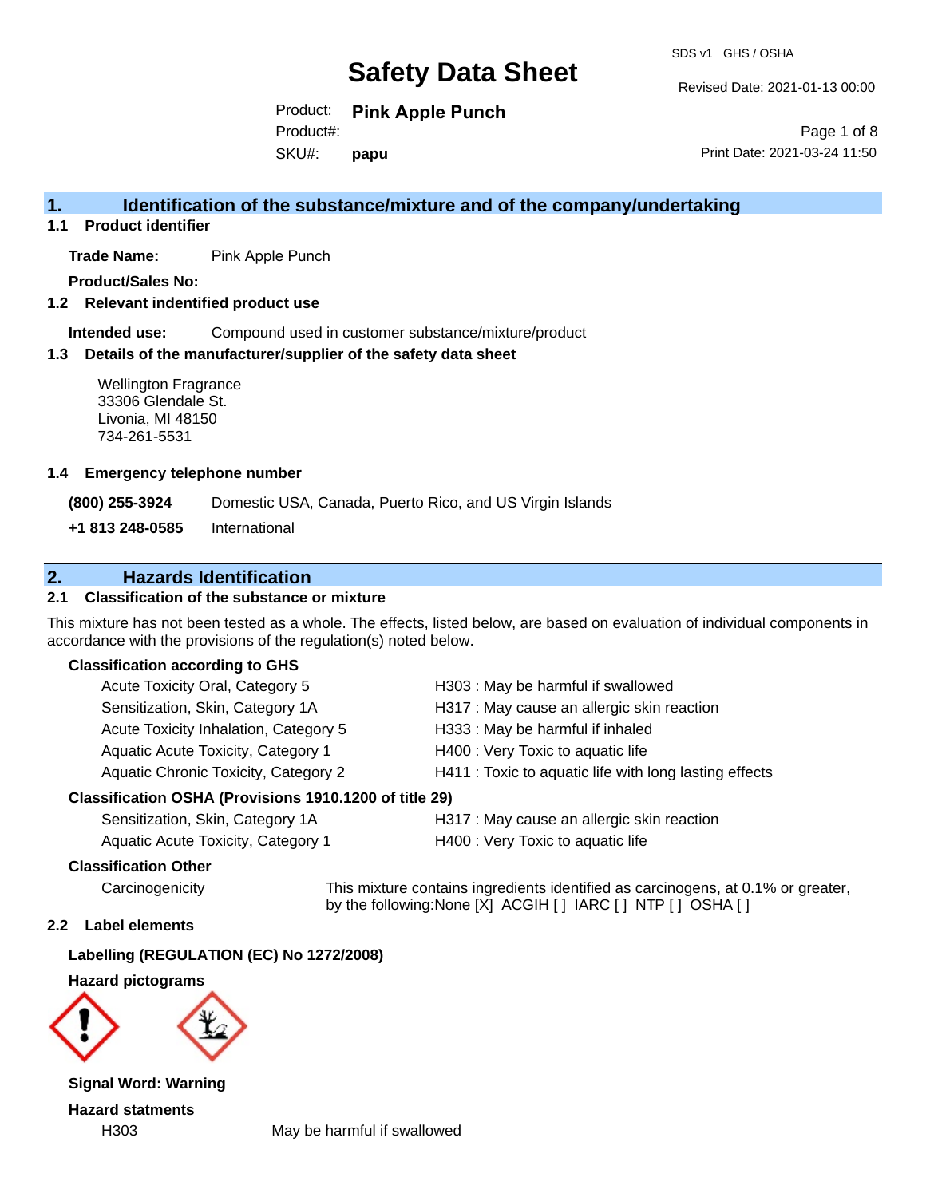# Safety Data Sheet

SDS v1 GHS / OSHA

Revised Date: 2021-01-13 00:00

Product: **Pink Apple Punch**

Product#:

SKU#: **papu**

Print Date: 2021-03-24 11:50

## 1. Identification of the substance/mixture and of the company/undertaking

### 1.1 Product identifier

**Trade Name:** Pink Apple Punch

**Product/Sales No:**

### 1.2 Relevant indentified product use

**Intended use:** Compound used in customer substance/mixture/product

### 1.3 Details of the manufacturer/supplier of the safety data sheet

Wellington Fragrance
33306 Glendale St.
Livonia, MI 48150
734-261-5531

### 1.4 Emergency telephone number

**(800) 255-3924** Domestic USA, Canada, Puerto Rico, and US Virgin Islands

**+1 813 248-0585** International

## 2. Hazards Identification

### 2.1 Classification of the substance or mixture

This mixture has not been tested as a whole. The effects, listed below, are based on evaluation of individual components in accordance with the provisions of the regulation(s) noted below.

**Classification according to GHS**

| | |
|---|---|
| Acute Toxicity Oral, Category 5 | H303 : May be harmful if swallowed |
| Sensitization, Skin, Category 1A | H317 : May cause an allergic skin reaction |
| Acute Toxicity Inhalation, Category 5 | H333 : May be harmful if inhaled |
| Aquatic Acute Toxicity, Category 1 | H400 : Very Toxic to aquatic life |
| Aquatic Chronic Toxicity, Category 2 | H411 : Toxic to aquatic life with long lasting effects |

**Classification OSHA (Provisions 1910.1200 of title 29)**

| | |
|---|---|
| Sensitization, Skin, Category 1A | H317 : May cause an allergic skin reaction |
| Aquatic Acute Toxicity, Category 1 | H400 : Very Toxic to aquatic life |

**Classification Other**

Carcinogenicity — This mixture contains ingredients identified as carcinogens, at 0.1% or greater, by the following:None [X] ACGIH [ ] IARC [ ] NTP [ ] OSHA [ ]

### 2.2 Label elements

**Labelling (REGULATION (EC) No 1272/2008)**

**Hazard pictograms**

**Signal Word: Warning**

**Hazard statments**

H303 May be harmful if swallowed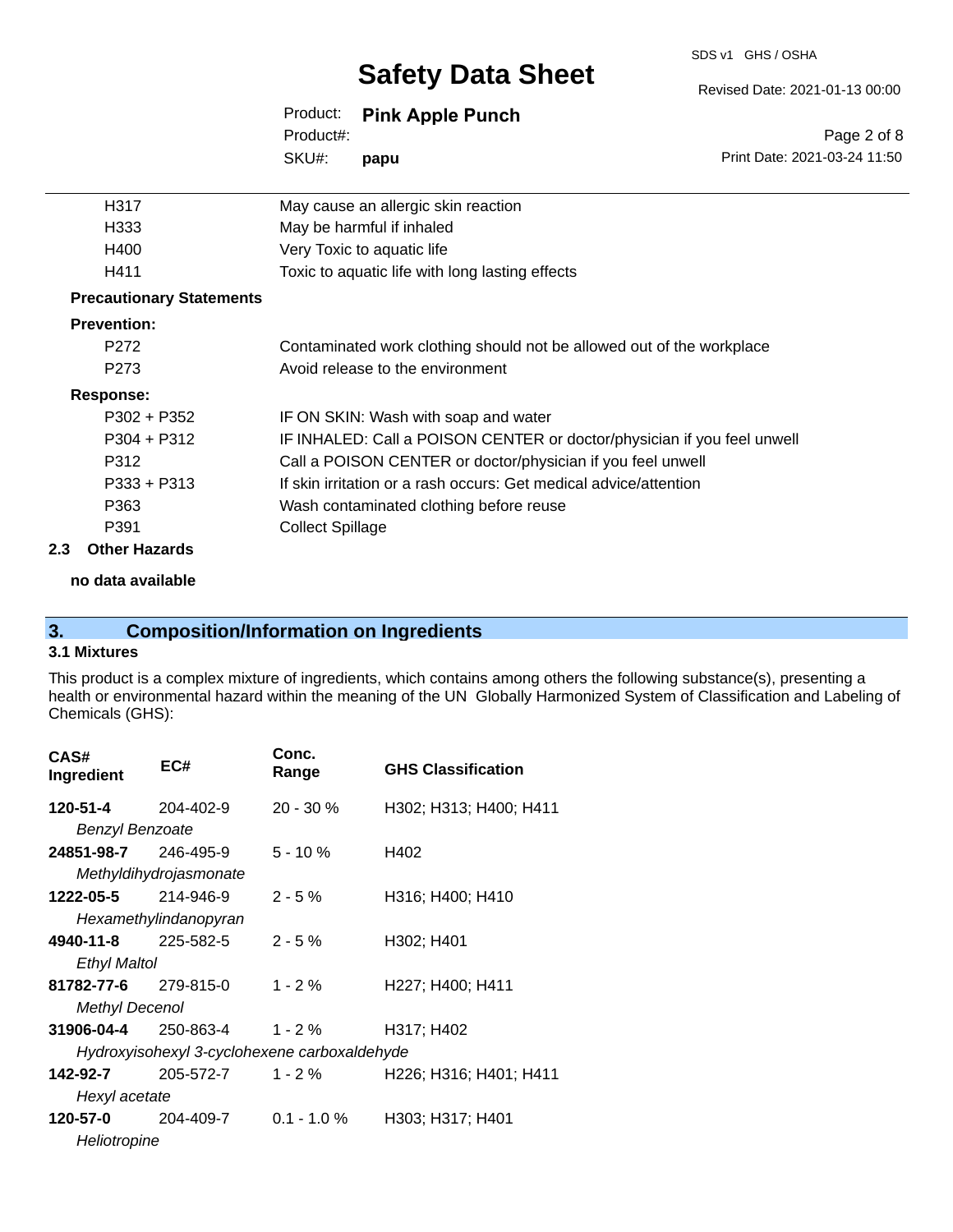| | |
|---|---|
| H317 | May cause an allergic skin reaction |
| H333 | May be harmful if inhaled |
| H400 | Very Toxic to aquatic life |
| H411 | Toxic to aquatic life with long lasting effects |

**Precautionary Statements**

**Prevention:**

| | |
|---|---|
| P272 | Contaminated work clothing should not be allowed out of the workplace |
| P273 | Avoid release to the environment |

**Response:**

| | |
|---|---|
| P302 + P352 | IF ON SKIN: Wash with soap and water |
| P304 + P312 | IF INHALED: Call a POISON CENTER or doctor/physician if you feel unwell |
| P312 | Call a POISON CENTER or doctor/physician if you feel unwell |
| P333 + P313 | If skin irritation or a rash occurs: Get medical advice/attention |
| P363 | Wash contaminated clothing before reuse |
| P391 | Collect Spillage |

### 2.3 Other Hazards

**no data available**

## 3. Composition/Information on Ingredients

### 3.1 Mixtures

This product is a complex mixture of ingredients, which contains among others the following substance(s), presenting a health or environmental hazard within the meaning of the UN Globally Harmonized System of Classification and Labeling of Chemicals (GHS):

| CAS# Ingredient | EC# | Conc. Range | GHS Classification |
|---|---|---|---|
| **120-51-4** *Benzyl Benzoate* | 204-402-9 | 20 - 30 % | H302; H313; H400; H411 |
| **24851-98-7** *Methyldihydrojasmonate* | 246-495-9 | 5 - 10 % | H402 |
| **1222-05-5** *Hexamethylindanopyran* | 214-946-9 | 2 - 5 % | H316; H400; H410 |
| **4940-11-8** *Ethyl Maltol* | 225-582-5 | 2 - 5 % | H302; H401 |
| **81782-77-6** *Methyl Decenol* | 279-815-0 | 1 - 2 % | H227; H400; H411 |
| **31906-04-4** *Hydroxyisohexyl 3-cyclohexene carboxaldehyde* | 250-863-4 | 1 - 2 % | H317; H402 |
| **142-92-7** *Hexyl acetate* | 205-572-7 | 1 - 2 % | H226; H316; H401; H411 |
| **120-57-0** *Heliotropine* | 204-409-7 | 0.1 - 1.0 % | H303; H317; H401 |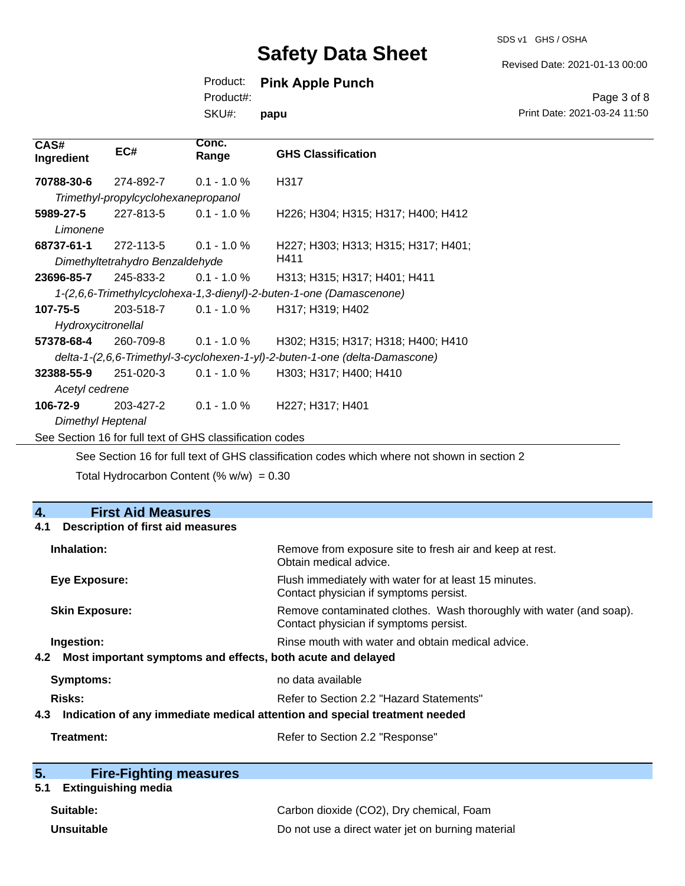| CAS# Ingredient | EC# | Conc. Range | GHS Classification |
|---|---|---|---|
| **70788-30-6** | 274-892-7 | 0.1 - 1.0 % | H317 |
| *Trimethyl-propylcyclohexanepropanol* | | | |
| **5989-27-5** | 227-813-5 | 0.1 - 1.0 % | H226; H304; H315; H317; H400; H412 |
| *Limonene* | | | |
| **68737-61-1** | 272-113-5 | 0.1 - 1.0 % | H227; H303; H313; H315; H317; H401; H411 |
| *Dimethyltetrahydro Benzaldehyde* | | | |
| **23696-85-7** | 245-833-2 | 0.1 - 1.0 % | H313; H315; H317; H401; H411 |
| *1-(2,6,6-Trimethylcyclohexa-1,3-dienyl)-2-buten-1-one (Damascenone)* | | | |
| **107-75-5** | 203-518-7 | 0.1 - 1.0 % | H317; H319; H402 |
| *Hydroxycitronellal* | | | |
| **57378-68-4** | 260-709-8 | 0.1 - 1.0 % | H302; H315; H317; H318; H400; H410 |
| *delta-1-(2,6,6-Trimethyl-3-cyclohexen-1-yl)-2-buten-1-one (delta-Damascone)* | | | |
| **32388-55-9** | 251-020-3 | 0.1 - 1.0 % | H303; H317; H400; H410 |
| *Acetyl cedrene* | | | |
| **106-72-9** | 203-427-2 | 0.1 - 1.0 % | H227; H317; H401 |
| *Dimethyl Heptenal* | | | |

See Section 16 for full text of GHS classification codes

See Section 16 for full text of GHS classification codes which where not shown in section 2

Total Hydrocarbon Content (% w/w) = 0.30

## 4. First Aid Measures

### 4.1 Description of first aid measures

**Inhalation:** Remove from exposure site to fresh air and keep at rest. Obtain medical advice.

**Eye Exposure:** Flush immediately with water for at least 15 minutes. Contact physician if symptoms persist.

**Skin Exposure:** Remove contaminated clothes. Wash thoroughly with water (and soap). Contact physician if symptoms persist.

**Ingestion:** Rinse mouth with water and obtain medical advice.

### 4.2 Most important symptoms and effects, both acute and delayed

**Symptoms:** no data available

**Risks:** Refer to Section 2.2 "Hazard Statements"

### 4.3 Indication of any immediate medical attention and special treatment needed

**Treatment:** Refer to Section 2.2 "Response"

## 5. Fire-Fighting measures

### 5.1 Extinguishing media

**Suitable:** Carbon dioxide (CO2), Dry chemical, Foam

**Unsuitable** Do not use a direct water jet on burning material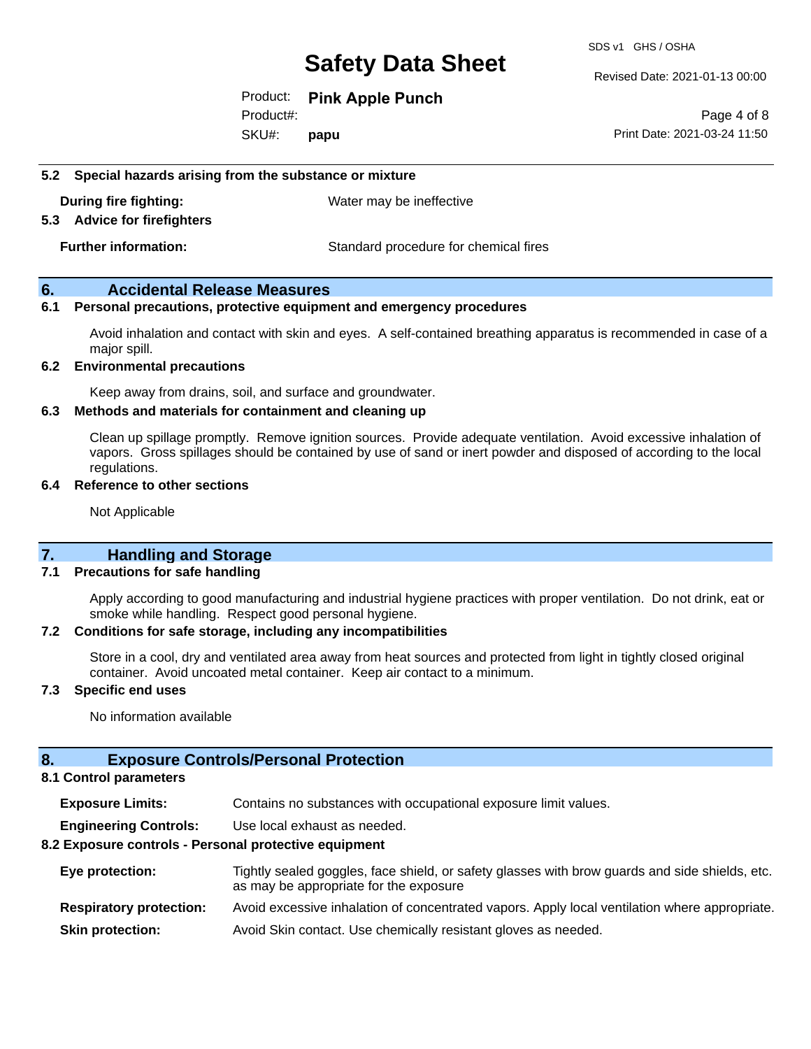### 5.2 Special hazards arising from the substance or mixture

**During fire fighting:** Water may be ineffective

### 5.3 Advice for firefighters

**Further information:** Standard procedure for chemical fires

## 6. Accidental Release Measures

### 6.1 Personal precautions, protective equipment and emergency procedures

Avoid inhalation and contact with skin and eyes. A self-contained breathing apparatus is recommended in case of a major spill.

### 6.2 Environmental precautions

Keep away from drains, soil, and surface and groundwater.

### 6.3 Methods and materials for containment and cleaning up

Clean up spillage promptly. Remove ignition sources. Provide adequate ventilation. Avoid excessive inhalation of vapors. Gross spillages should be contained by use of sand or inert powder and disposed of according to the local regulations.

### 6.4 Reference to other sections

Not Applicable

## 7. Handling and Storage

### 7.1 Precautions for safe handling

Apply according to good manufacturing and industrial hygiene practices with proper ventilation. Do not drink, eat or smoke while handling. Respect good personal hygiene.

### 7.2 Conditions for safe storage, including any incompatibilities

Store in a cool, dry and ventilated area away from heat sources and protected from light in tightly closed original container. Avoid uncoated metal container. Keep air contact to a minimum.

### 7.3 Specific end uses

No information available

## 8. Exposure Controls/Personal Protection

### 8.1 Control parameters

**Exposure Limits:** Contains no substances with occupational exposure limit values.

**Engineering Controls:** Use local exhaust as needed.

### 8.2 Exposure controls - Personal protective equipment

**Eye protection:** Tightly sealed goggles, face shield, or safety glasses with brow guards and side shields, etc. as may be appropriate for the exposure

**Respiratory protection:** Avoid excessive inhalation of concentrated vapors. Apply local ventilation where appropriate.

**Skin protection:** Avoid Skin contact. Use chemically resistant gloves as needed.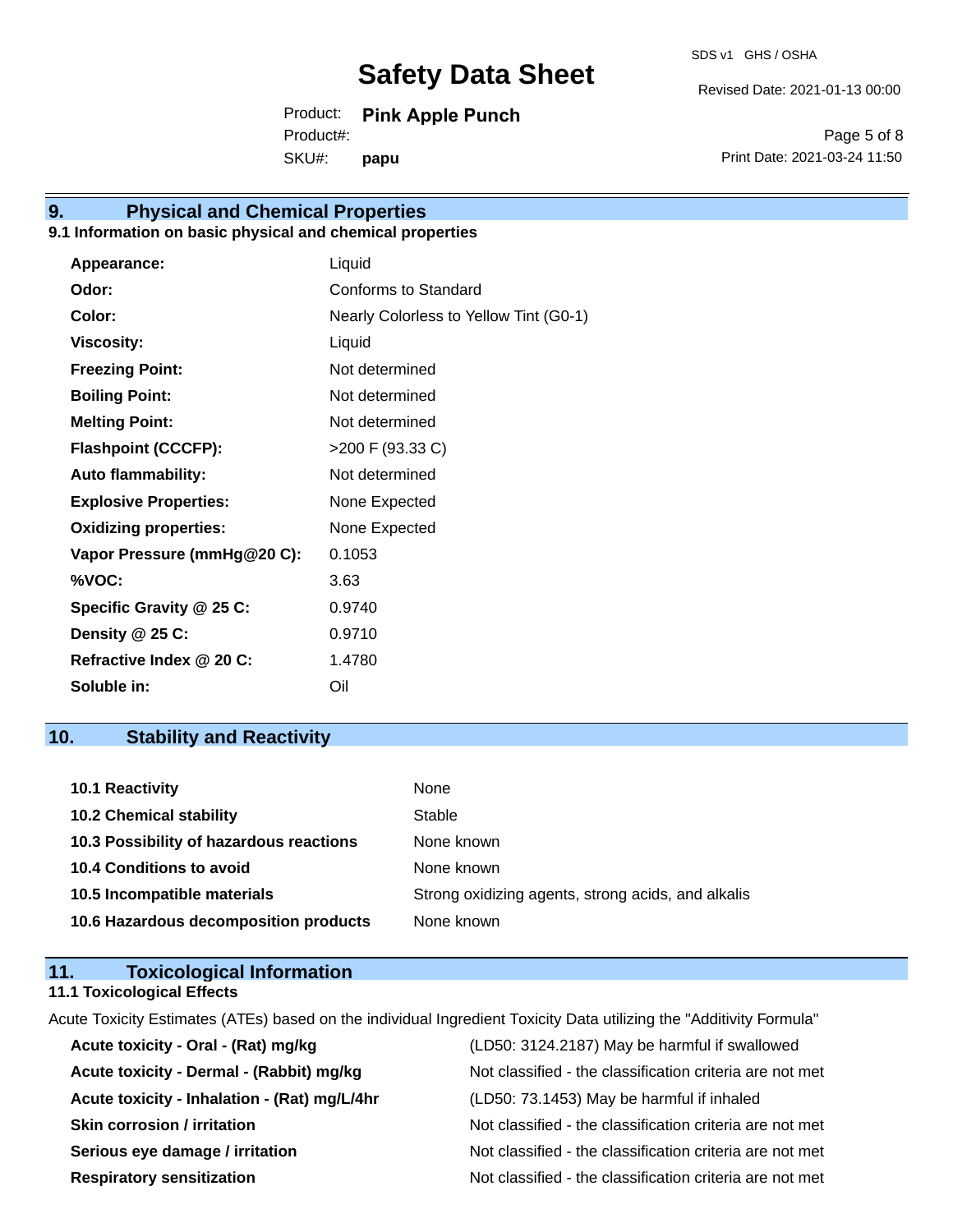## 9. Physical and Chemical Properties

### 9.1 Information on basic physical and chemical properties

| Property | Value |
|---|---|
| **Appearance:** | Liquid |
| **Odor:** | Conforms to Standard |
| **Color:** | Nearly Colorless to Yellow Tint (G0-1) |
| **Viscosity:** | Liquid |
| **Freezing Point:** | Not determined |
| **Boiling Point:** | Not determined |
| **Melting Point:** | Not determined |
| **Flashpoint (CCCFP):** | >200 F (93.33 C) |
| **Auto flammability:** | Not determined |
| **Explosive Properties:** | None Expected |
| **Oxidizing properties:** | None Expected |
| **Vapor Pressure (mmHg@20 C):** | 0.1053 |
| **%VOC:** | 3.63 |
| **Specific Gravity @ 25 C:** | 0.9740 |
| **Density @ 25 C:** | 0.9710 |
| **Refractive Index @ 20 C:** | 1.4780 |
| **Soluble in:** | Oil |

## 10. Stability and Reactivity

| Item | Value |
|---|---|
| **10.1 Reactivity** | None |
| **10.2 Chemical stability** | Stable |
| **10.3 Possibility of hazardous reactions** | None known |
| **10.4 Conditions to avoid** | None known |
| **10.5 Incompatible materials** | Strong oxidizing agents, strong acids, and alkalis |
| **10.6 Hazardous decomposition products** | None known |

## 11. Toxicological Information

### 11.1 Toxicological Effects

Acute Toxicity Estimates (ATEs) based on the individual Ingredient Toxicity Data utilizing the "Additivity Formula"

| Effect | Result |
|---|---|
| **Acute toxicity - Oral - (Rat) mg/kg** | (LD50: 3124.2187) May be harmful if swallowed |
| **Acute toxicity - Dermal - (Rabbit) mg/kg** | Not classified - the classification criteria are not met |
| **Acute toxicity - Inhalation - (Rat) mg/L/4hr** | (LD50: 73.1453) May be harmful if inhaled |
| **Skin corrosion / irritation** | Not classified - the classification criteria are not met |
| **Serious eye damage / irritation** | Not classified - the classification criteria are not met |
| **Respiratory sensitization** | Not classified - the classification criteria are not met |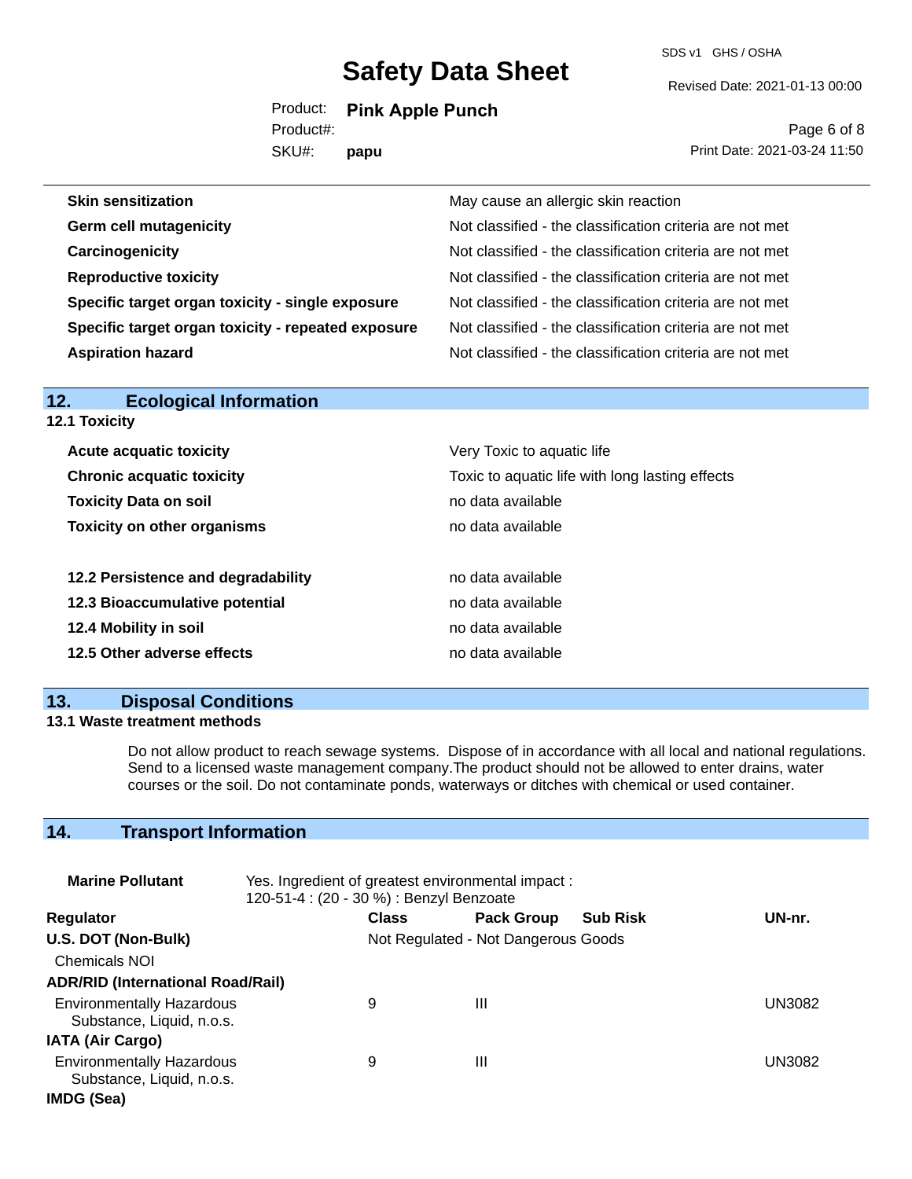| | |
|---|---|
| **Skin sensitization** | May cause an allergic skin reaction |
| **Germ cell mutagenicity** | Not classified - the classification criteria are not met |
| **Carcinogenicity** | Not classified - the classification criteria are not met |
| **Reproductive toxicity** | Not classified - the classification criteria are not met |
| **Specific target organ toxicity - single exposure** | Not classified - the classification criteria are not met |
| **Specific target organ toxicity - repeated exposure** | Not classified - the classification criteria are not met |
| **Aspiration hazard** | Not classified - the classification criteria are not met |

## 12. Ecological Information

### 12.1 Toxicity

| | |
|---|---|
| **Acute acquatic toxicity** | Very Toxic to aquatic life |
| **Chronic acquatic toxicity** | Toxic to aquatic life with long lasting effects |
| **Toxicity Data on soil** | no data available |
| **Toxicity on other organisms** | no data available |

| | |
|---|---|
| **12.2 Persistence and degradability** | no data available |
| **12.3 Bioaccumulative potential** | no data available |
| **12.4 Mobility in soil** | no data available |
| **12.5 Other adverse effects** | no data available |

## 13. Disposal Conditions

### 13.1 Waste treatment methods

Do not allow product to reach sewage systems. Dispose of in accordance with all local and national regulations. Send to a licensed waste management company.The product should not be allowed to enter drains, water courses or the soil. Do not contaminate ponds, waterways or ditches with chemical or used container.

## 14. Transport Information

**Marine Pollutant** Yes. Ingredient of greatest environmental impact : 120-51-4 : (20 - 30 %) : Benzyl Benzoate

| Regulator | Class | Pack Group | Sub Risk | UN-nr. |
|---|---|---|---|---|
| **U.S. DOT (Non-Bulk)** | Not Regulated - Not Dangerous Goods | | | |
| Chemicals NOI | | | | |
| **ADR/RID (International Road/Rail)** | | | | |
| Environmentally Hazardous Substance, Liquid, n.o.s. | 9 | III | | UN3082 |
| **IATA (Air Cargo)** | | | | |
| Environmentally Hazardous Substance, Liquid, n.o.s. | 9 | III | | UN3082 |
| **IMDG (Sea)** | | | | |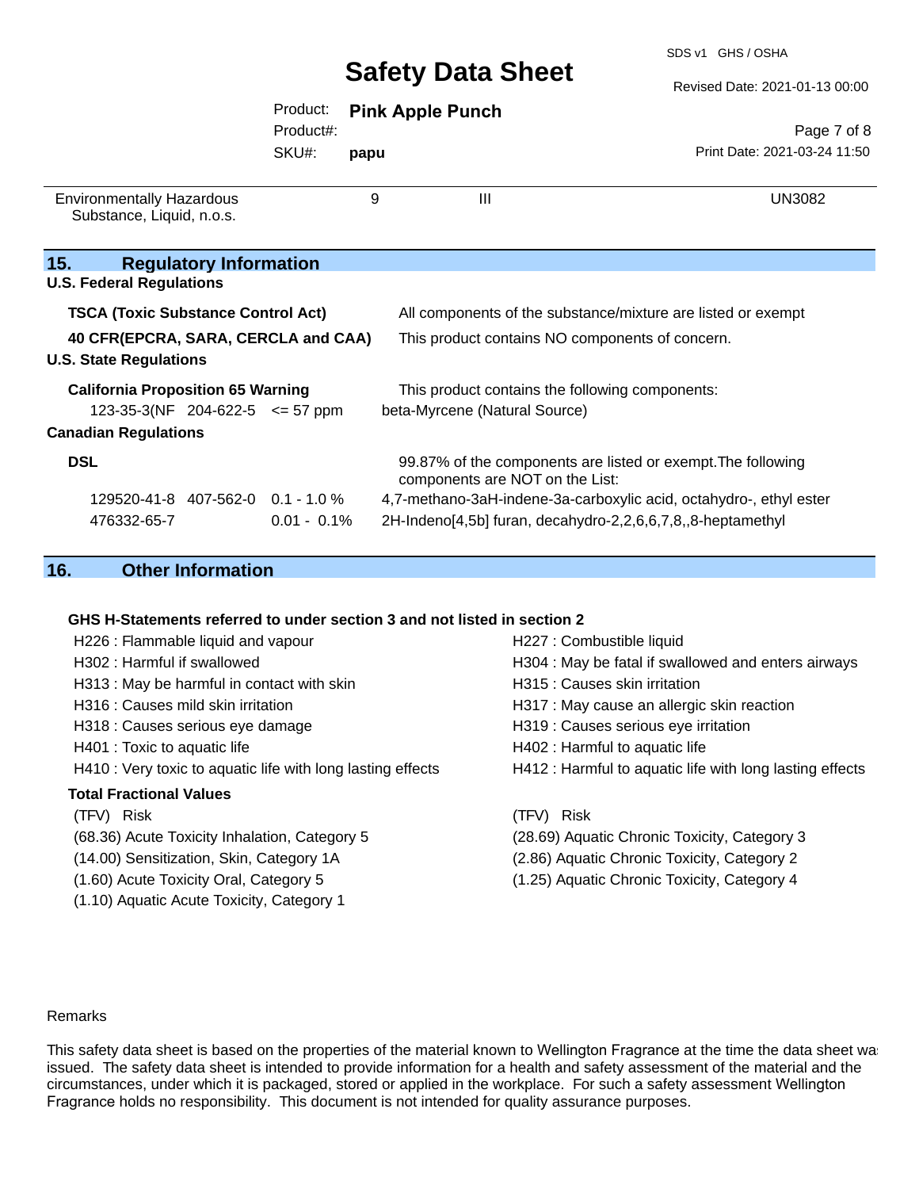| Environmentally Hazardous Substance, Liquid, n.o.s. | 9 | III | UN3082 |
|---|---|---|---|

## 15. Regulatory Information

**U.S. Federal Regulations**

**TSCA (Toxic Substance Control Act)** — All components of the substance/mixture are listed or exempt

**40 CFR(EPCRA, SARA, CERCLA and CAA)** — This product contains NO components of concern.

**U.S. State Regulations**

**California Proposition 65 Warning** — This product contains the following components:

| | | | |
|---|---|---|---|
| 123-35-3(NF | 204-622-5 | <= 57 ppm | beta-Myrcene (Natural Source) |

**Canadian Regulations**

**DSL** — 99.87% of the components are listed or exempt.The following components are NOT on the List:

| | | | |
|---|---|---|---|
| 129520-41-8 | 407-562-0 | 0.1 - 1.0 % | 4,7-methano-3aH-indene-3a-carboxylic acid, octahydro-, ethyl ester |
| 476332-65-7 | | 0.01 - 0.1% | 2H-Indeno[4,5b] furan, decahydro-2,2,6,6,7,8,,8-heptamethyl |

## 16. Other Information

**GHS H-Statements referred to under section 3 and not listed in section 2**

H226 : Flammable liquid and vapour
H227 : Combustible liquid
H302 : Harmful if swallowed
H304 : May be fatal if swallowed and enters airways
H313 : May be harmful in contact with skin
H315 : Causes skin irritation
H316 : Causes mild skin irritation
H317 : May cause an allergic skin reaction
H318 : Causes serious eye damage
H319 : Causes serious eye irritation
H401 : Toxic to aquatic life
H402 : Harmful to aquatic life
H410 : Very toxic to aquatic life with long lasting effects
H412 : Harmful to aquatic life with long lasting effects

**Total Fractional Values**

| (TFV) Risk | (TFV) Risk |
|---|---|
| (68.36) Acute Toxicity Inhalation, Category 5 | (28.69) Aquatic Chronic Toxicity, Category 3 |
| (14.00) Sensitization, Skin, Category 1A | (2.86) Aquatic Chronic Toxicity, Category 2 |
| (1.60) Acute Toxicity Oral, Category 5 | (1.25) Aquatic Chronic Toxicity, Category 4 |
| (1.10) Aquatic Acute Toxicity, Category 1 | |

Remarks

This safety data sheet is based on the properties of the material known to Wellington Fragrance at the time the data sheet was issued. The safety data sheet is intended to provide information for a health and safety assessment of the material and the circumstances, under which it is packaged, stored or applied in the workplace. For such a safety assessment Wellington Fragrance holds no responsibility. This document is not intended for quality assurance purposes.